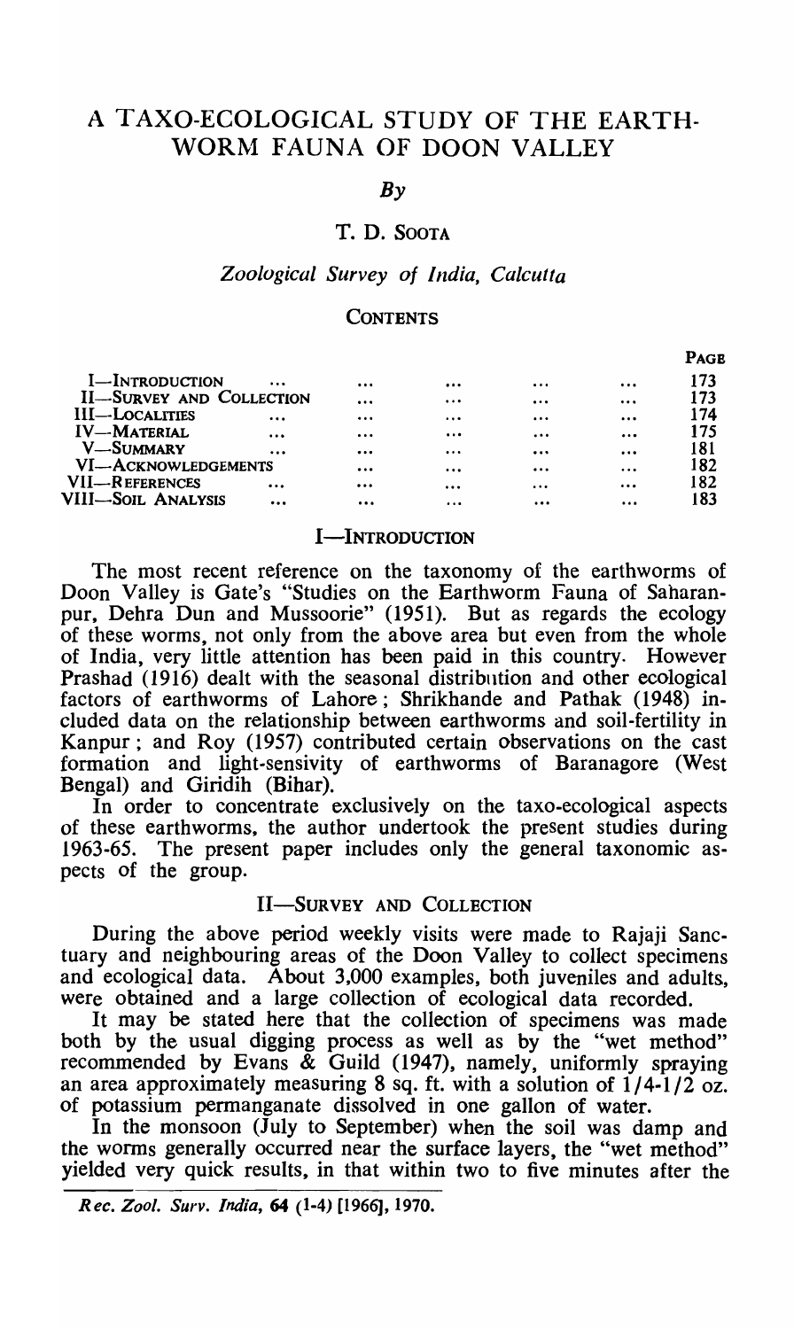# A TAXO-ECOLOGICAL STUDY OF THE EARTH-WORM FAUNA OF DOON VALLEY

*By*

T. D. SOOTA

*Zoological Survey of India, Calcutta*

## CONTENTS

| | PAGE |
|---|---|
| I—INTRODUCTION ... | 173 |
| II—SURVEY AND COLLECTION | 173 |
| III—LOCALITIES ... | 174 |
| IV—MATERIAL ... | 175 |
| V—SUMMARY ... | 181 |
| VI—ACKNOWLEDGEMENTS | 182 |
| VII—REFERENCES ... | 182 |
| VIII—SOIL ANALYSIS ... | 183 |

## I—INTRODUCTION

The most recent reference on the taxonomy of the earthworms of Doon Valley is Gate's "Studies on the Earthworm Fauna of Saharanpur, Dehra Dun and Mussoorie" (1951). But as regards the ecology of these worms, not only from the above area but even from the whole of India, very little attention has been paid in this country. However Prashad (1916) dealt with the seasonal distribution and other ecological factors of earthworms of Lahore; Shrikhande and Pathak (1948) included data on the relationship between earthworms and soil-fertility in Kanpur; and Roy (1957) contributed certain observations on the cast formation and light-sensivity of earthworms of Baranagore (West Bengal) and Giridih (Bihar).

In order to concentrate exclusively on the taxo-ecological aspects of these earthworms, the author undertook the present studies during 1963-65. The present paper includes only the general taxonomic aspects of the group.

## II—SURVEY AND COLLECTION

During the above period weekly visits were made to Rajaji Sanctuary and neighbouring areas of the Doon Valley to collect specimens and ecological data. About 3,000 examples, both juveniles and adults, were obtained and a large collection of ecological data recorded.

It may be stated here that the collection of specimens was made both by the usual digging process as well as by the "wet method" recommended by Evans & Guild (1947), namely, uniformly spraying an area approximately measuring 8 sq. ft. with a solution of 1/4-1/2 oz. of potassium permanganate dissolved in one gallon of water.

In the monsoon (July to September) when the soil was damp and the worms generally occurred near the surface layers, the "wet method" yielded very quick results, in that within two to five minutes after the

*Rec. Zool. Surv. India*, **64** (1-4) [1966], 1970.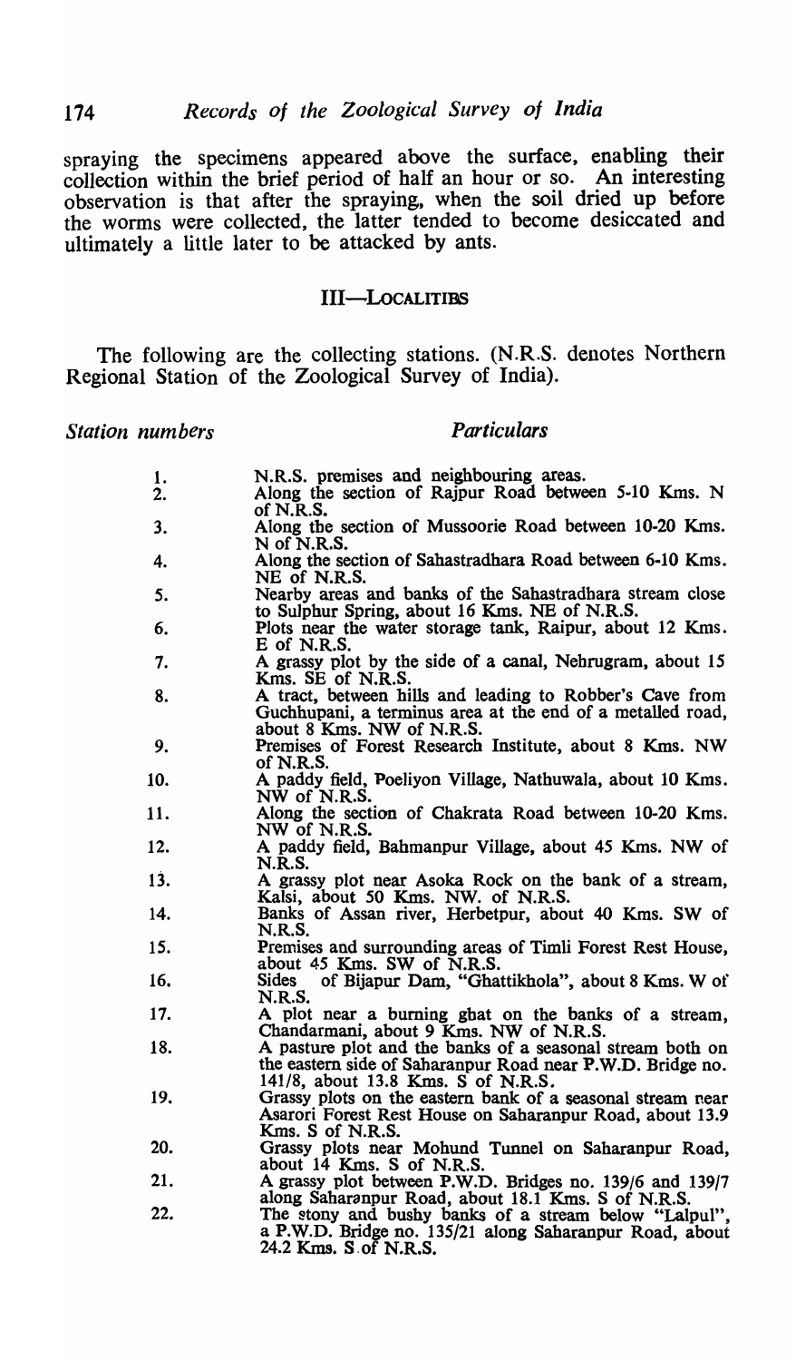spraying the specimens appeared above the surface, enabling their collection within the brief period of half an hour or so. An interesting observation is that after the spraying, when the soil dried up before the worms were collected, the latter tended to become desiccated and ultimately a little later to be attacked by ants.

## III—LOCALITIES

The following are the collecting stations. (N.R.S. denotes Northern Regional Station of the Zoological Survey of India).

| *Station numbers* | *Particulars* |
|---|---|
| 1. | N.R.S. premises and neighbouring areas. |
| 2. | Along the section of Rajpur Road between 5-10 Kms. N of N.R.S. |
| 3. | Along the section of Mussoorie Road between 10-20 Kms. N of N.R.S. |
| 4. | Along the section of Sahastradhara Road between 6-10 Kms. NE of N.R.S. |
| 5. | Nearby areas and banks of the Sahastradhara stream close to Sulphur Spring, about 16 Kms. NE of N.R.S. |
| 6. | Plots near the water storage tank, Raipur, about 12 Kms. E of N.R.S. |
| 7. | A grassy plot by the side of a canal, Nehrugram, about 15 Kms. SE of N.R.S. |
| 8. | A tract, between hills and leading to Robber's Cave from Guchhupani, a terminus area at the end of a metalled road, about 8 Kms. NW of N.R.S. |
| 9. | Premises of Forest Research Institute, about 8 Kms. NW of N.R.S. |
| 10. | A paddy field, Poeliyon Village, Nathuwala, about 10 Kms. NW of N.R.S. |
| 11. | Along the section of Chakrata Road between 10-20 Kms. NW of N.R.S. |
| 12. | A paddy field, Bahmanpur Village, about 45 Kms. NW of N.R.S. |
| 13. | A grassy plot near Asoka Rock on the bank of a stream, Kalsi, about 50 Kms. NW. of N.R.S. |
| 14. | Banks of Assan river, Herbetpur, about 40 Kms. SW of N.R.S. |
| 15. | Premises and surrounding areas of Timli Forest Rest House, about 45 Kms. SW of N.R.S. |
| 16. | Sides of Bijapur Dam, "Ghattikhola", about 8 Kms. W of N.R.S. |
| 17. | A plot near a burning ghat on the banks of a stream, Chandarmani, about 9 Kms. NW of N.R.S. |
| 18. | A pasture plot and the banks of a seasonal stream both on the eastern side of Saharanpur Road near P.W.D. Bridge no. 141/8, about 13.8 Kms. S of N.R.S. |
| 19. | Grassy plots on the eastern bank of a seasonal stream near Asarori Forest Rest House on Saharanpur Road, about 13.9 Kms. S of N.R.S. |
| 20. | Grassy plots near Mohund Tunnel on Saharanpur Road, about 14 Kms. S of N.R.S. |
| 21. | A grassy plot between P.W.D. Bridges no. 139/6 and 139/7 along Saharanpur Road, about 18.1 Kms. S of N.R.S. |
| 22. | The stony and bushy banks of a stream below "Lalpul", a P.W.D. Bridge no. 135/21 along Saharanpur Road, about 24.2 Kms. S of N.R.S. |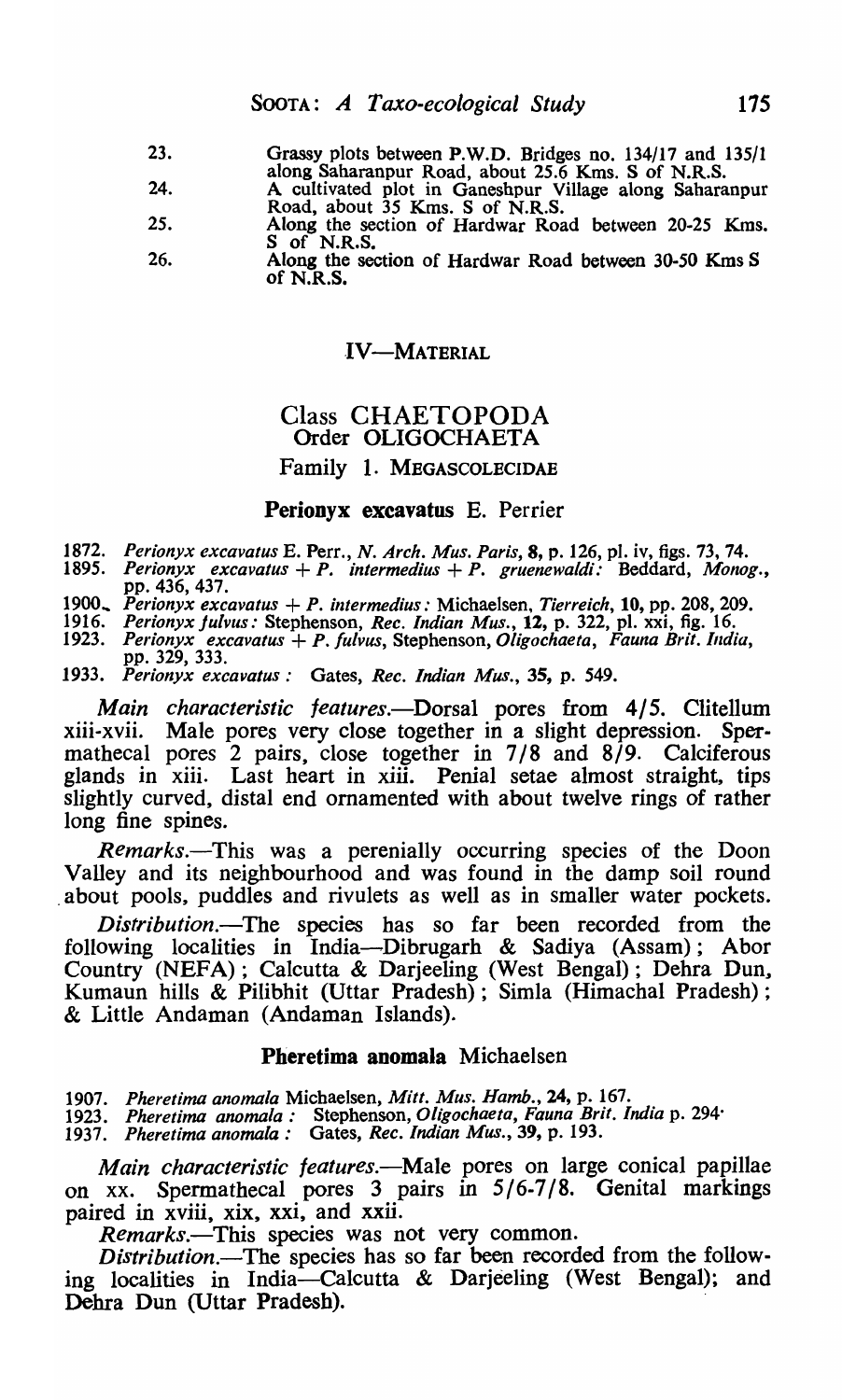23. Grassy plots between P.W.D. Bridges no. 134/17 and 135/1 along Saharanpur Road, about 25.6 Kms. S of N.R.S.
24. A cultivated plot in Ganeshpur Village along Saharanpur Road, about 35 Kms. S of N.R.S.
25. Along the section of Hardwar Road between 20-25 Kms. S of N.R.S.
26. Along the section of Hardwar Road between 30-50 Kms S of N.R.S.

## IV—MATERIAL

### Class CHAETOPODA
### Order OLIGOCHAETA
### Family 1. MEGASCOLECIDAE

#### Perionyx excavatus E. Perrier

1872. *Perionyx excavatus* E. Perr., *N. Arch. Mus. Paris*, **8**, p. 126, pl. iv, figs. 73, 74.
1895. *Perionyx excavatus + P. intermedius + P. gruenewaldi:* Beddard, *Monog.*, pp. 436, 437.
1900. *Perionyx excavatus + P. intermedius:* Michaelsen, *Tierreich*, **10**, pp. 208, 209.
1916. *Perionyx fulvus:* Stephenson, *Rec. Indian Mus.*, **12**, p. 322, pl. xxi, fig. 16.
1923. *Perionyx excavatus + P. fulvus*, Stephenson, *Oligochaeta*, *Fauna Brit. India*, pp. 329, 333.
1933. *Perionyx excavatus :* Gates, *Rec. Indian Mus.*, **35**, p. 549.

*Main characteristic features.*—Dorsal pores from 4/5. Clitellum xiii-xvii. Male pores very close together in a slight depression. Spermathecal pores 2 pairs, close together in 7/8 and 8/9. Calciferous glands in xiii. Last heart in xiii. Penial setae almost straight, tips slightly curved, distal end ornamented with about twelve rings of rather long fine spines.

*Remarks.*—This was a perenially occurring species of the Doon Valley and its neighbourhood and was found in the damp soil round about pools, puddles and rivulets as well as in smaller water pockets.

*Distribution.*—The species has so far been recorded from the following localities in India—Dibrugarh & Sadiya (Assam); Abor Country (NEFA); Calcutta & Darjeeling (West Bengal); Dehra Dun, Kumaun hills & Pilibhit (Uttar Pradesh); Simla (Himachal Pradesh); & Little Andaman (Andaman Islands).

#### Pheretima anomala Michaelsen

1907. *Pheretima anomala* Michaelsen, *Mitt. Mus. Hamb.*, **24**, p. 167.
1923. *Pheretima anomala :* Stephenson, *Oligochaeta, Fauna Brit. India* p. 294.
1937. *Pheretima anomala :* Gates, *Rec. Indian Mus.*, **39**, p. 193.

*Main characteristic features.*—Male pores on large conical papillae on xx. Spermathecal pores 3 pairs in 5/6-7/8. Genital markings paired in xviii, xix, xxi, and xxii.

*Remarks.*—This species was not very common.

*Distribution.*—The species has so far been recorded from the following localities in India—Calcutta & Darjeeling (West Bengal); and Dehra Dun (Uttar Pradesh).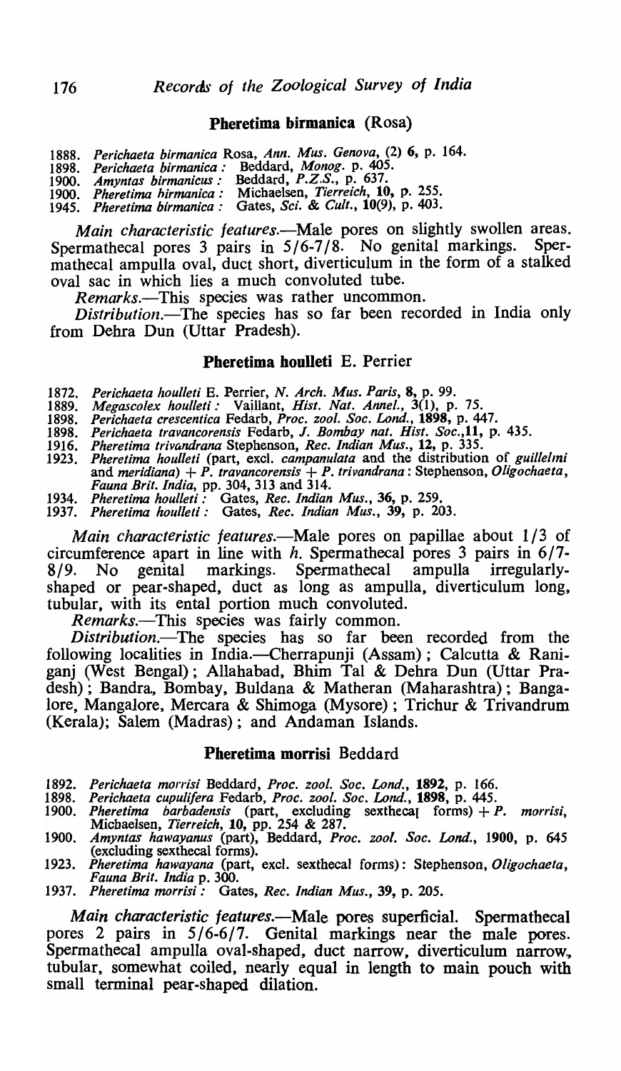### Pheretima birmanica (Rosa)

1888. *Perichaeta birmanica* Rosa, *Ann. Mus. Genova*, (2) **6**, p. 164.
1898. *Perichaeta birmanica* : Beddard, *Monog*. p. 405.
1900. *Amyntas birmanicus* : Beddard, *P.Z.S.*, p. 637.
1900. *Pheretima birmanica* : Michaelsen, *Tierreich*, **10**, p. 255.
1945. *Pheretima birmanica* : Gates, *Sci. & Cult.*, **10**(9), p. 403.

*Main characteristic features*.—Male pores on slightly swollen areas. Spermathecal pores 3 pairs in 5/6-7/8. No genital markings. Spermathecal ampulla oval, duct short, diverticulum in the form of a stalked oval sac in which lies a much convoluted tube.

*Remarks*.—This species was rather uncommon.

*Distribution*.—The species has so far been recorded in India only from Dehra Dun (Uttar Pradesh).

### Pheretima houlleti E. Perrier

1872. *Perichaeta houlleti* E. Perrier, *N. Arch. Mus. Paris*, **8**, p. 99.
1889. *Megascolex houlleti* : Vaillant, *Hist. Nat. Annel.*, **3**(1), p. 75.
1898. *Perichaeta crescentica* Fedarb, *Proc. zool. Soc. Lond.*, **1898**, p. 447.
1898. *Perichaeta travancorensis* Fedarb, *J. Bombay nat. Hist. Soc.*,**11**, p. 435.
1916. *Pheretima trivandrana* Stephenson, *Rec. Indian Mus.*, **12**, p. 335.
1923. *Pheretima houlleti* (part, excl. *campanulata* and the distribution of *guillelmi* and *meridiana*) + *P. travancorensis* + *P. trivandrana* : Stephenson, *Oligochaeta*, *Fauna Brit. India*, pp. 304, 313 and 314.
1934. *Pheretima houlleti* : Gates, *Rec. Indian Mus.*, **36**, p. 259.
1937. *Pheretima houlleti* : Gates, *Rec. Indian Mus.*, **39**, p. 203.

*Main characteristic features*.—Male pores on papillae about 1/3 of circumference apart in line with *h*. Spermathecal pores 3 pairs in 6/7-8/9. No genital markings. Spermathecal ampulla irregularly-shaped or pear-shaped, duct as long as ampulla, diverticulum long, tubular, with its ental portion much convoluted.

*Remarks*.—This species was fairly common.

*Distribution*.—The species has so far been recorded from the following localities in India.—Cherrapunji (Assam) ; Calcutta & Raniganj (West Bengal) ; Allahabad, Bhim Tal & Dehra Dun (Uttar Pradesh) ; Bandra, Bombay, Buldana & Matheran (Maharashtra) ; Bangalore, Mangalore, Mercara & Shimoga (Mysore) ; Trichur & Trivandrum (Kerala); Salem (Madras) ; and Andaman Islands.

### Pheretima morrisi Beddard

1892. *Perichaeta morrisi* Beddard, *Proc. zool. Soc. Lond.*, **1892**, p. 166.
1898. *Perichaeta cupulifera* Fedarb, *Proc. zool. Soc. Lond.*, **1898**, p. 445.
1900. *Pheretima barbadensis* (part, excluding sexthecal forms) + *P. morrisi*, Michaelsen, *Tierreich*, **10**, pp. 254 & 287.
1900. *Amyntas hawayanus* (part), Beddard, *Proc. zool. Soc. Lond.*, **1900**, p. 645 (excluding sexthecal forms).
1923. *Pheretima hawayana* (part, excl. sexthecal forms): Stephenson, *Oligochaeta*, *Fauna Brit. India* p. 300.
1937. *Pheretima morrisi* : Gates, *Rec. Indian Mus.*, **39**, p. 205.

*Main characteristic features*.—Male pores superficial. Spermathecal pores 2 pairs in 5/6-6/7. Genital markings near the male pores. Spermathecal ampulla oval-shaped, duct narrow, diverticulum narrow, tubular, somewhat coiled, nearly equal in length to main pouch with small terminal pear-shaped dilation.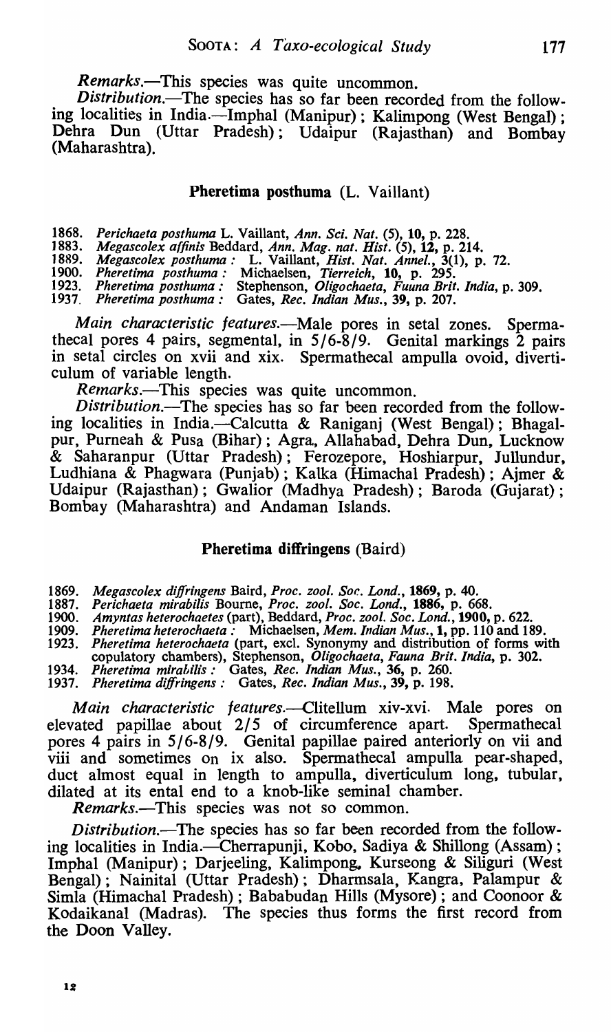*Remarks.*—This species was quite uncommon.

*Distribution.*—The species has so far been recorded from the following localities in India.—Imphal (Manipur); Kalimpong (West Bengal); Dehra Dun (Uttar Pradesh); Udaipur (Rajasthan) and Bombay (Maharashtra).

### Pheretima posthuma (L. Vaillant)

1868. *Perichaeta posthuma* L. Vaillant, *Ann. Sci. Nat.* (5), **10**, p. 228.
1883. *Megascolex affinis* Beddard, *Ann. Mag. nat. Hist.* (5), **12**, p. 214.
1889. *Megascolex posthuma* : L. Vaillant, *Hist. Nat. Annel.*, 3(1), p. 72.
1900. *Pheretima posthuma* : Michaelsen, *Tierreich*, **10**, p. 295.
1923. *Pheretima posthuma* : Stephenson, *Oligochaeta, Fauna Brit. India*, p. 309.
1937. *Pheretima posthuma* : Gates, *Rec. Indian Mus.*, **39**, p. 207.

*Main characteristic features.*—Male pores in setal zones. Spermathecal pores 4 pairs, segmental, in 5/6-8/9. Genital markings 2 pairs in setal circles on xvii and xix. Spermathecal ampulla ovoid, diverticulum of variable length.

*Remarks.*—This species was quite uncommon.

*Distribution.*—The species has so far been recorded from the following localities in India.—Calcutta & Raniganj (West Bengal); Bhagalpur, Purneah & Pusa (Bihar); Agra, Allahabad, Dehra Dun, Lucknow & Saharanpur (Uttar Pradesh); Ferozepore, Hoshiarpur, Jullundur, Ludhiana & Phagwara (Punjab); Kalka (Himachal Pradesh); Ajmer & Udaipur (Rajasthan); Gwalior (Madhya Pradesh); Baroda (Gujarat); Bombay (Maharashtra) and Andaman Islands.

### Pheretima diffringens (Baird)

1869. *Megascolex diffringens* Baird, *Proc. zool. Soc. Lond.*, **1869**, p. 40.
1887. *Perichaeta mirabilis* Bourne, *Proc. zool. Soc. Lond.*, **1886**, p. 668.
1900. *Amyntas heterochaetes* (part), Beddard, *Proc. zool. Soc. Lond.*, **1900**, p. 622.
1909. *Pheretima heterochaeta* : Michaelsen, *Mem. Indian Mus.*, **1**, pp. 110 and 189.
1923. *Pheretima heterochaeta* (part, excl. Synonymy and distribution of forms with copulatory chambers), Stephenson, *Oligochaeta, Fauna Brit. India*, p. 302.
1934. *Pheretima mirabilis* : Gates, *Rec. Indian Mus.*, **36**, p. 260.
1937. *Pheretima diffringens* : Gates, *Rec. Indian Mus.*, **39**, p. 198.

*Main characteristic features.*—Clitellum xiv-xvi. Male pores on elevated papillae about 2/5 of circumference apart. Spermathecal pores 4 pairs in 5/6-8/9. Genital papillae paired anteriorly on vii and viii and sometimes on ix also. Spermathecal ampulla pear-shaped, duct almost equal in length to ampulla, diverticulum long, tubular, dilated at its ental end to a knob-like seminal chamber.

*Remarks.*—This species was not so common.

*Distribution.*—The species has so far been recorded from the following localities in India.—Cherrapunji, Kobo, Sadiya & Shillong (Assam); Imphal (Manipur); Darjeeling, Kalimpong, Kurseong & Siliguri (West Bengal); Nainital (Uttar Pradesh); Dharmsala, Kangra, Palampur & Simla (Himachal Pradesh); Bababudan Hills (Mysore); and Coonoor & Kodaikanal (Madras). The species thus forms the first record from the Doon Valley.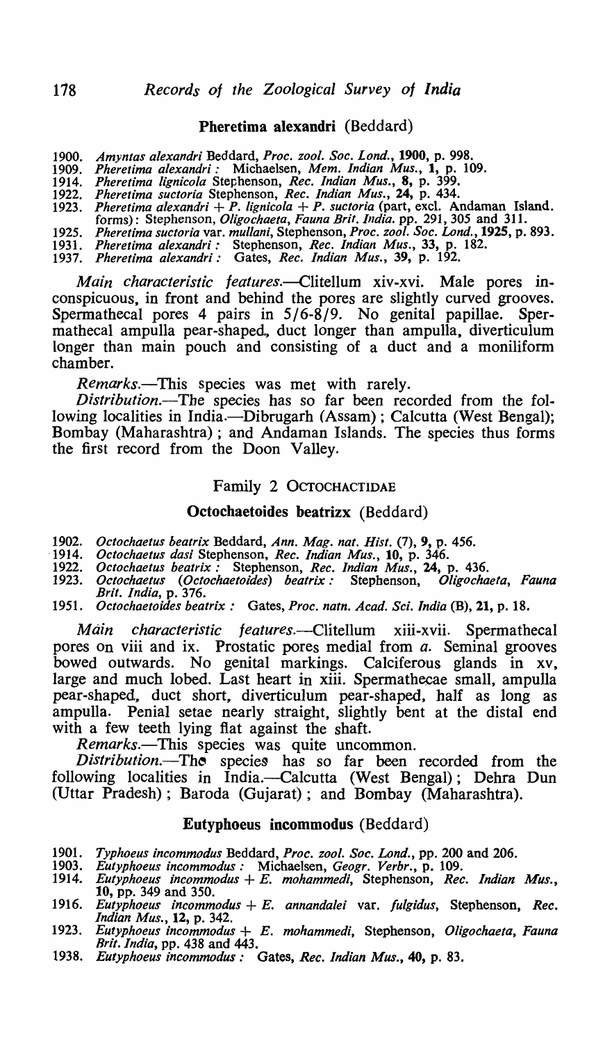### Pheretima alexandri (Beddard)

1900. *Amyntas alexandri* Beddard, *Proc. zool. Soc. Lond.*, **1900**, p. 998.
1909. *Pheretima alexandri* : Michaelsen, *Mem. Indian Mus.*, **1**, p. 109.
1914. *Pheretima lignicola* Stephenson, *Rec. Indian Mus.*, **8**, p. 399.
1922. *Pheretima suctoria* Stephenson, *Rec. Indian Mus.*, **24**, p. 434.
1923. *Pheretima alexandri* + *P. lignicola* + *P. suctoria* (part, excl. Andaman Island. forms): Stephenson, *Oligochaeta, Fauna Brit. India.* pp. 291, 305 and 311.
1925. *Pheretima suctoria* var. *mullani*, Stephenson, *Proc. zool. Soc. Lond.*, **1925**, p. 893.
1931. *Pheretima alexandri* : Stephenson, *Rec. Indian Mus.*, **33**, p. 182.
1937. *Pheretima alexandri* : Gates, *Rec. Indian Mus.*, **39**, p. 192.

*Main characteristic features.*—Clitellum xiv-xvi. Male pores inconspicuous, in front and behind the pores are slightly curved grooves. Spermathecal pores 4 pairs in 5/6-8/9. No genital papillae. Spermathecal ampulla pear-shaped, duct longer than ampulla, diverticulum longer than main pouch and consisting of a duct and a moniliform chamber.

*Remarks.*—This species was met with rarely.

*Distribution.*—The species has so far been recorded from the following localities in India.—Dibrugarh (Assam); Calcutta (West Bengal); Bombay (Maharashtra); and Andaman Islands. The species thus forms the first record from the Doon Valley.

## Family 2 OCTOCHACTIDAE

### Octochaetoides beatrizx (Beddard)

1902. *Octochaetus beatrix* Beddard, *Ann. Mag. nat. Hist.* (7), **9**, p. 456.
1914. *Octochaetus dasi* Stephenson, *Rec. Indian Mus.*, **10**, p. 346.
1922. *Octochaetus beatrix* : Stephenson, *Rec. Indian Mus.*, **24**, p. 436.
1923. *Octochaetus* (*Octochaetoides*) *beatrix* : Stephenson, *Oligochaeta, Fauna Brit. India*, p. 376.
1951. *Octochaetoides beatrix* : Gates, *Proc. natn. Acad. Sci. India* (B), **21**, p. 18.

*Main characteristic features.*—Clitellum xiii-xvii. Spermathecal pores on viii and ix. Prostatic pores medial from *a*. Seminal grooves bowed outwards. No genital markings. Calciferous glands in xv, large and much lobed. Last heart in xiii. Spermathecae small, ampulla pear-shaped, duct short, diverticulum pear-shaped, half as long as ampulla. Penial setae nearly straight, slightly bent at the distal end with a few teeth lying flat against the shaft.

*Remarks.*—This species was quite uncommon.

*Distribution.*—The species has so far been recorded from the following localities in India.—Calcutta (West Bengal); Dehra Dun (Uttar Pradesh); Baroda (Gujarat); and Bombay (Maharashtra).

### Eutyphoeus incommodus (Beddard)

1901. *Typhoeus incommodus* Beddard, *Proc. zool. Soc. Lond.*, pp. 200 and 206.
1903. *Eutyphoeus incommodus* : Michaelsen, *Geogr. Verbr.*, p. 109.
1914. *Eutyphoeus incommodus* + *E. mohammedi*, Stephenson, *Rec. Indian Mus.*, **10**, pp. 349 and 350.
1916. *Eutyphoeus incommodus* + *E. annandalei* var. *fulgidus*, Stephenson, *Rec. Indian Mus.*, **12**, p. 342.
1923. *Eutyphoeus incommodus* + *E. mohammedi*, Stephenson, *Oligochaeta, Fauna Brit. India*, pp. 438 and 443.
1938. *Eutyphoeus incommodus* : Gates, *Rec. Indian Mus.*, **40**, p. 83.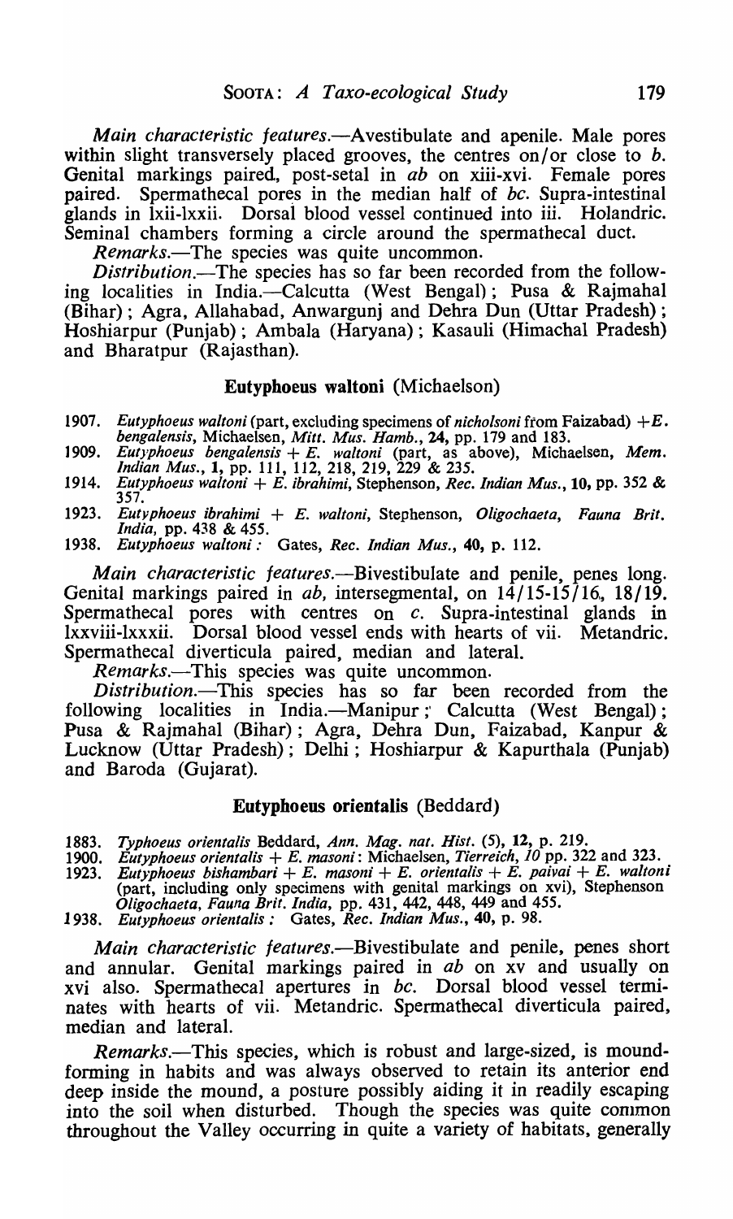*Main characteristic features*.—Avestibulate and apenile. Male pores within slight transversely placed grooves, the centres on/or close to *b*. Genital markings paired, post-setal in *ab* on xiii-xvi. Female pores paired. Spermathecal pores in the median half of *bc*. Supra-intestinal glands in lxii-lxxii. Dorsal blood vessel continued into iii. Holandric. Seminal chambers forming a circle around the spermathecal duct.

*Remarks*.—The species was quite uncommon.

*Distribution*.—The species has so far been recorded from the following localities in India.—Calcutta (West Bengal); Pusa & Rajmahal (Bihar); Agra, Allahabad, Anwargunj and Dehra Dun (Uttar Pradesh); Hoshiarpur (Punjab); Ambala (Haryana); Kasauli (Himachal Pradesh) and Bharatpur (Rajasthan).

### Eutyphoeus waltoni (Michaelson)

1907. *Eutyphoeus waltoni* (part, excluding specimens of *nicholsoni* from Faizabad) + *E. bengalensis*, Michaelsen, *Mitt. Mus. Hamb.*, **24**, pp. 179 and 183.
1909. *Eutyphoeus bengalensis* + *E. waltoni* (part, as above), Michaelsen, *Mem. Indian Mus.*, **1**, pp. 111, 112, 218, 219, 229 & 235.
1914. *Eutyphoeus waltoni* + *E. ibrahimi*, Stephenson, *Rec. Indian Mus.*, **10**, pp. 352 & 357.
1923. *Eutyphoeus ibrahimi* + *E. waltoni*, Stephenson, *Oligochaeta, Fauna Brit. India*, pp. 438 & 455.
1938. *Eutyphoeus waltoni*: Gates, *Rec. Indian Mus.*, **40**, p. 112.

*Main characteristic features*.—Bivestibulate and penile, penes long. Genital markings paired in *ab*, intersegmental, on 14/15-15/16, 18/19. Spermathecal pores with centres on *c*. Supra-intestinal glands in lxxviii-lxxxii. Dorsal blood vessel ends with hearts of vii. Metandric. Spermathecal diverticula paired, median and lateral.

*Remarks*.—This species was quite uncommon.

*Distribution*.—This species has so far been recorded from the following localities in India.—Manipur; Calcutta (West Bengal); Pusa & Rajmahal (Bihar); Agra, Dehra Dun, Faizabad, Kanpur & Lucknow (Uttar Pradesh); Delhi; Hoshiarpur & Kapurthala (Punjab) and Baroda (Gujarat).

### Eutyphoeus orientalis (Beddard)

1883. *Typhoeus orientalis* Beddard, *Ann. Mag. nat. Hist.* (5), **12**, p. 219.
1900. *Eutyphoeus orientalis* + *E. masoni*: Michaelsen, *Tierreich*, *10* pp. 322 and 323.
1923. *Eutyphoeus bishambari* + *E. masoni* + *E. orientalis* + *E. paivai* + *E. waltoni* (part, including only specimens with genital markings on xvi), Stephenson *Oligochaeta, Fauna Brit. India*, pp. 431, 442, 448, 449 and 455.
1938. *Eutyphoeus orientalis*: Gates, *Rec. Indian Mus.*, **40**, p. 98.

*Main characteristic features*.—Bivestibulate and penile, penes short and annular. Genital markings paired in *ab* on xv and usually on xvi also. Spermathecal apertures in *bc*. Dorsal blood vessel terminates with hearts of vii. Metandric. Spermathecal diverticula paired, median and lateral.

*Remarks*.—This species, which is robust and large-sized, is mound-forming in habits and was always observed to retain its anterior end deep inside the mound, a posture possibly aiding it in readily escaping into the soil when disturbed. Though the species was quite common throughout the Valley occurring in quite a variety of habitats, generally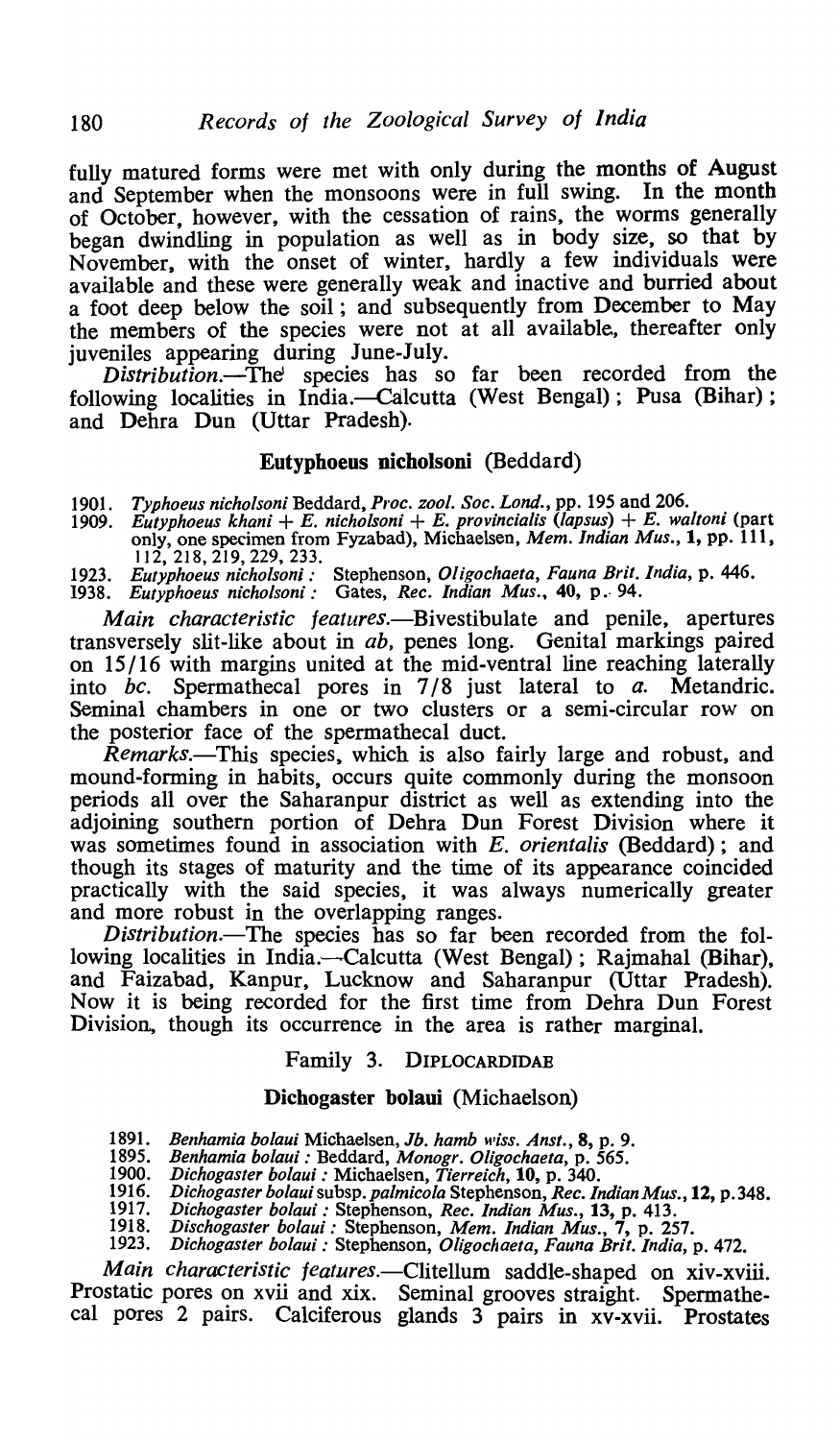fully matured forms were met with only during the months of August and September when the monsoons were in full swing. In the month of October, however, with the cessation of rains, the worms generally began dwindling in population as well as in body size, so that by November, with the onset of winter, hardly a few individuals were available and these were generally weak and inactive and burried about a foot deep below the soil; and subsequently from December to May the members of the species were not at all available, thereafter only juveniles appearing during June-July.

*Distribution*.—The species has so far been recorded from the following localities in India.—Calcutta (West Bengal); Pusa (Bihar); and Dehra Dun (Uttar Pradesh).

### Eutyphoeus nicholsoni (Beddard)

1901. *Typhoeus nicholsoni* Beddard, *Proc. zool. Soc. Lond.*, pp. 195 and 206.
1909. *Eutyphoeus khani* + *E. nicholsoni* + *E. provincialis* (*lapsus*) + *E. waltoni* (part only, one specimen from Fyzabad), Michaelsen, *Mem. Indian Mus.*, **1**, pp. 111, 112, 218, 219, 229, 233.
1923. *Eutyphoeus nicholsoni*: Stephenson, *Oligochaeta, Fauna Brit. India*, p. 446.
1938. *Eutyphoeus nicholsoni*: Gates, *Rec. Indian Mus.*, **40**, p. 94.

*Main characteristic features*.—Bivestibulate and penile, apertures transversely slit-like about in *ab*, penes long. Genital markings paired on 15/16 with margins united at the mid-ventral line reaching laterally into *bc*. Spermathecal pores in 7/8 just lateral to *a*. Metandric. Seminal chambers in one or two clusters or a semi-circular row on the posterior face of the spermathecal duct.

*Remarks*.—This species, which is also fairly large and robust, and mound-forming in habits, occurs quite commonly during the monsoon periods all over the Saharanpur district as well as extending into the adjoining southern portion of Dehra Dun Forest Division where it was sometimes found in association with *E. orientalis* (Beddard); and though its stages of maturity and the time of its appearance coincided practically with the said species, it was always numerically greater and more robust in the overlapping ranges.

*Distribution*.—The species has so far been recorded from the following localities in India.—Calcutta (West Bengal); Rajmahal (Bihar), and Faizabad, Kanpur, Lucknow and Saharanpur (Uttar Pradesh). Now it is being recorded for the first time from Dehra Dun Forest Division, though its occurrence in the area is rather marginal.

## Family 3. DIPLOCARDIDAE

### Dichogaster bolaui (Michaelson)

1891. *Benhamia bolaui* Michaelsen, *Jb. hamb wiss. Anst.*, **8**, p. 9.
1895. *Benhamia bolaui*: Beddard, *Monogr. Oligochaeta*, p. 565.
1900. *Dichogaster bolaui*: Michaelsen, *Tierreich*, **10**, p. 340.
1916. *Dichogaster bolaui* subsp. *palmicola* Stephenson, *Rec. Indian Mus.*, **12**, p. 348.
1917. *Dichogaster bolaui*: Stephenson, *Rec. Indian Mus.*, **13**, p. 413.
1918. *Dischogaster bolaui*: Stephenson, *Mem. Indian Mus.*, **7**, p. 257.
1923. *Dichogaster bolaui*: Stephenson, *Oligochaeta, Fauna Brit. India*, p. 472.

*Main characteristic features*.—Clitellum saddle-shaped on xiv-xviii. Prostatic pores on xvii and xix. Seminal grooves straight. Spermathecal pores 2 pairs. Calciferous glands 3 pairs in xv-xvii. Prostates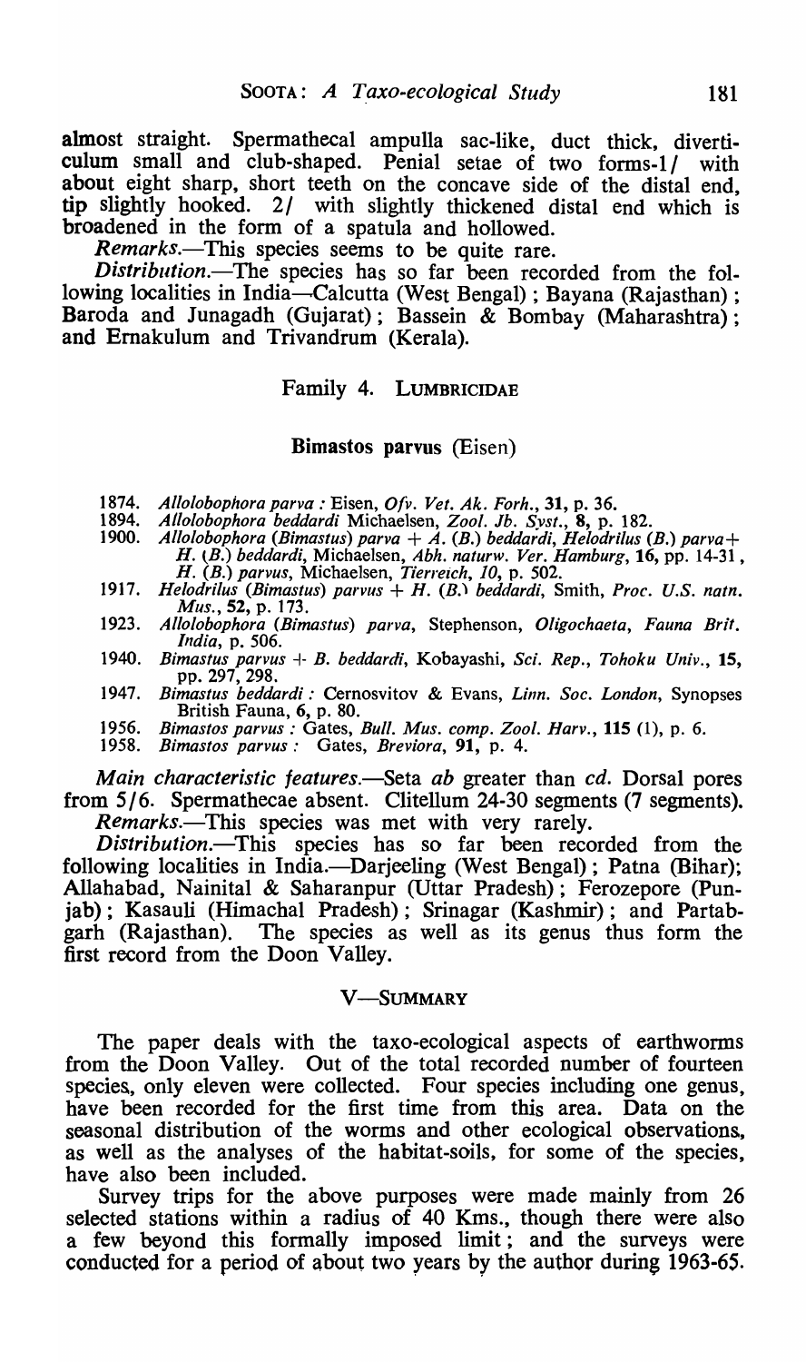almost straight. Spermathecal ampulla sac-like, duct thick, diverticulum small and club-shaped. Penial setae of two forms-1/ with about eight sharp, short teeth on the concave side of the distal end, tip slightly hooked. 2/ with slightly thickened distal end which is broadened in the form of a spatula and hollowed.

*Remarks*.—This species seems to be quite rare.

*Distribution*.—The species has so far been recorded from the following localities in India—Calcutta (West Bengal); Bayana (Rajasthan); Baroda and Junagadh (Gujarat); Bassein & Bombay (Maharashtra); and Ernakulum and Trivandrum (Kerala).

## Family 4. LUMBRICIDAE

### **Bimastos parvus** (Eisen)

1874. *Allolobophora parva* : Eisen, *Ofv. Vet. Ak. Forh.*, **31**, p. 36.
1894. *Allolobophora beddardi* Michaelsen, *Zool. Jb. Syst.*, **8**, p. 182.
1900. *Allolobophora (Bimastus) parva* + *A.* (*B.*) *beddardi*, *Helodrilus* (*B.*) *parva*+ *H.* (*B.*) *beddardi*, Michaelsen, *Abh. naturw. Ver. Hamburg*, **16**, pp. 14-31, *H.* (*B.*) *parvus*, Michaelsen, *Tierreich*, *10*, p. 502.
1917. *Helodrilus (Bimastus) parvus* + *H.* (*B.*) *beddardi*, Smith, *Proc. U.S. natn. Mus.*, **52**, p. 173.
1923. *Allolobophora (Bimastus) parva*, Stephenson, *Oligochaeta*, *Fauna Brit. India*, p. 506.
1940. *Bimastus parvus* + *B. beddardi*, Kobayashi, *Sci. Rep., Tohoku Univ.*, **15**, pp. 297, 298.
1947. *Bimastus beddardi* : Cernosvitov & Evans, *Linn. Soc. London*, Synopses British Fauna, **6**, p. 80.
1956. *Bimastos parvus* : Gates, *Bull. Mus. comp. Zool. Harv.*, **115** (1), p. 6.
1958. *Bimastos parvus* : Gates, *Breviora*, **91**, p. 4.

*Main characteristic features*.—Seta *ab* greater than *cd*. Dorsal pores from 5/6. Spermathecae absent. Clitellum 24-30 segments (7 segments).

*Remarks*.—This species was met with very rarely.

*Distribution*.—This species has so far been recorded from the following localities in India.—Darjeeling (West Bengal); Patna (Bihar); Allahabad, Nainital & Saharanpur (Uttar Pradesh); Ferozepore (Punjab); Kasauli (Himachal Pradesh); Srinagar (Kashmir); and Partabgarh (Rajasthan). The species as well as its genus thus form the first record from the Doon Valley.

## V—SUMMARY

The paper deals with the taxo-ecological aspects of earthworms from the Doon Valley. Out of the total recorded number of fourteen species, only eleven were collected. Four species including one genus, have been recorded for the first time from this area. Data on the seasonal distribution of the worms and other ecological observations, as well as the analyses of the habitat-soils, for some of the species, have also been included.

Survey trips for the above purposes were made mainly from 26 selected stations within a radius of 40 Kms., though there were also a few beyond this formally imposed limit; and the surveys were conducted for a period of about two years by the author during 1963-65.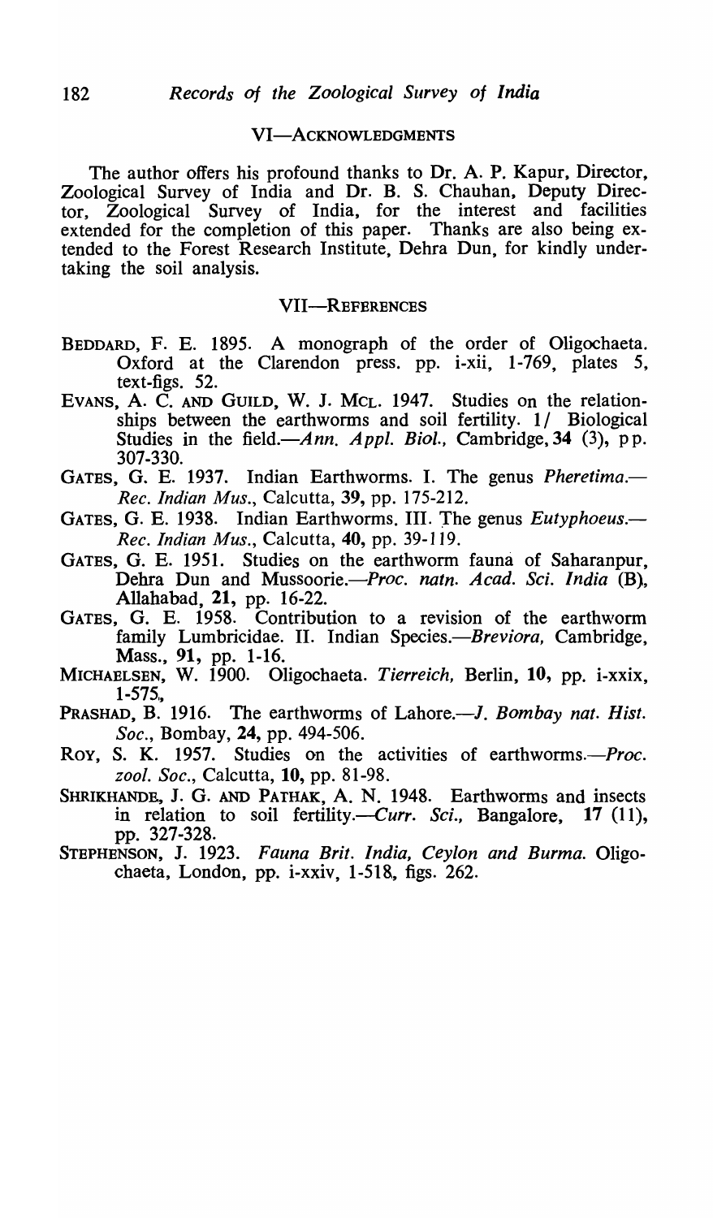## VI—ACKNOWLEDGMENTS

The author offers his profound thanks to Dr. A. P. Kapur, Director, Zoological Survey of India and Dr. B. S. Chauhan, Deputy Director, Zoological Survey of India, for the interest and facilities extended for the completion of this paper. Thanks are also being extended to the Forest Research Institute, Dehra Dun, for kindly undertaking the soil analysis.

## VII—REFERENCES

BEDDARD, F. E. 1895. A monograph of the order of Oligochaeta. Oxford at the Clarendon press. pp. i-xii, 1-769, plates 5, text-figs. 52.

EVANS, A. C. AND GUILD, W. J. MCL. 1947. Studies on the relationships between the earthworms and soil fertility. 1/ Biological Studies in the field.—*Ann. Appl. Biol.*, Cambridge, **34** (3), pp. 307-330.

GATES, G. E. 1937. Indian Earthworms. I. The genus *Pheretima*.—*Rec. Indian Mus.*, Calcutta, **39**, pp. 175-212.

GATES, G. E. 1938. Indian Earthworms. III. The genus *Eutyphoeus*.—*Rec. Indian Mus.*, Calcutta, **40**, pp. 39-119.

GATES, G. E. 1951. Studies on the earthworm fauna of Saharanpur, Dehra Dun and Mussoorie.—*Proc. natn. Acad. Sci. India* (B), Allahabad, **21**, pp. 16-22.

GATES, G. E. 1958. Contribution to a revision of the earthworm family Lumbricidae. II. Indian Species.—*Breviora*, Cambridge, Mass., **91**, pp. 1-16.

MICHAELSEN, W. 1900. Oligochaeta. *Tierreich*, Berlin, **10**, pp. i-xxix, 1-575.

PRASHAD, B. 1916. The earthworms of Lahore.—*J. Bombay nat. Hist. Soc.*, Bombay, **24**, pp. 494-506.

ROY, S. K. 1957. Studies on the activities of earthworms.—*Proc. zool. Soc.*, Calcutta, **10**, pp. 81-98.

SHRIKHANDE, J. G. AND PATHAK, A. N. 1948. Earthworms and insects in relation to soil fertility.—*Curr. Sci.*, Bangalore, **17** (11), pp. 327-328.

STEPHENSON, J. 1923. *Fauna Brit. India, Ceylon and Burma*. Oligochaeta, London, pp. i-xxiv, 1-518, figs. 262.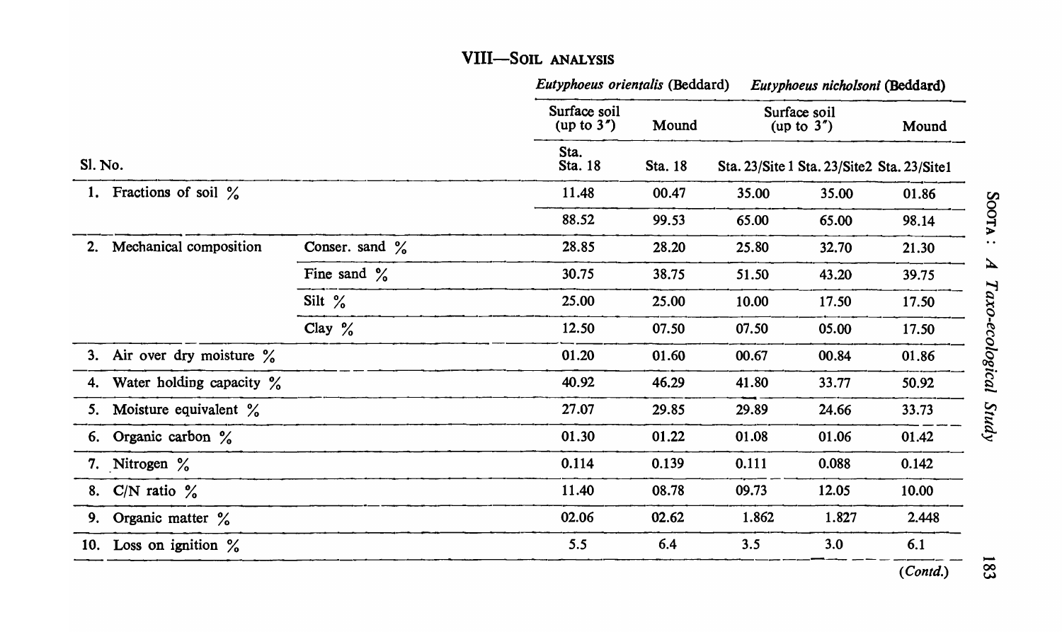## VIII—Soil analysis

| Sl. No. | | *Eutyphoeus orientalis* (Beddard) | | *Eutyphoeus nicholsoni* (Beddard) | | |
|---|---|---|---|---|---|---|
| | | Surface soil (up to 3″) | Mound | Surface soil (up to 3″) | | Mound |
| | | Sta. Sta. 18 | Sta. 18 | Sta. 23/Site 1 | Sta. 23/Site2 | Sta. 23/Site1 |
| 1. Fractions of soil % | | 11.48 | 00.47 | 35.00 | 35.00 | 01.86 |
| | | 88.52 | 99.53 | 65.00 | 65.00 | 98.14 |
| 2. Mechanical composition | Conser. sand % | 28.85 | 28.20 | 25.80 | 32.70 | 21.30 |
| | Fine sand % | 30.75 | 38.75 | 51.50 | 43.20 | 39.75 |
| | Silt % | 25.00 | 25.00 | 10.00 | 17.50 | 17.50 |
| | Clay % | 12.50 | 07.50 | 07.50 | 05.00 | 17.50 |
| 3. Air over dry moisture % | | 01.20 | 01.60 | 00.67 | 00.84 | 01.86 |
| 4. Water holding capacity % | | 40.92 | 46.29 | 41.80 | 33.77 | 50.92 |
| 5. Moisture equivalent % | | 27.07 | 29.85 | 29.89 | 24.66 | 33.73 |
| 6. Organic carbon % | | 01.30 | 01.22 | 01.08 | 01.06 | 01.42 |
| 7. Nitrogen % | | 0.114 | 0.139 | 0.111 | 0.088 | 0.142 |
| 8. C/N ratio % | | 11.40 | 08.78 | 09.73 | 12.05 | 10.00 |
| 9. Organic matter % | | 02.06 | 02.62 | 1.862 | 1.827 | 2.448 |
| 10. Loss on ignition % | | 5.5 | 6.4 | 3.5 | 3.0 | 6.1 |

(*Contd.*)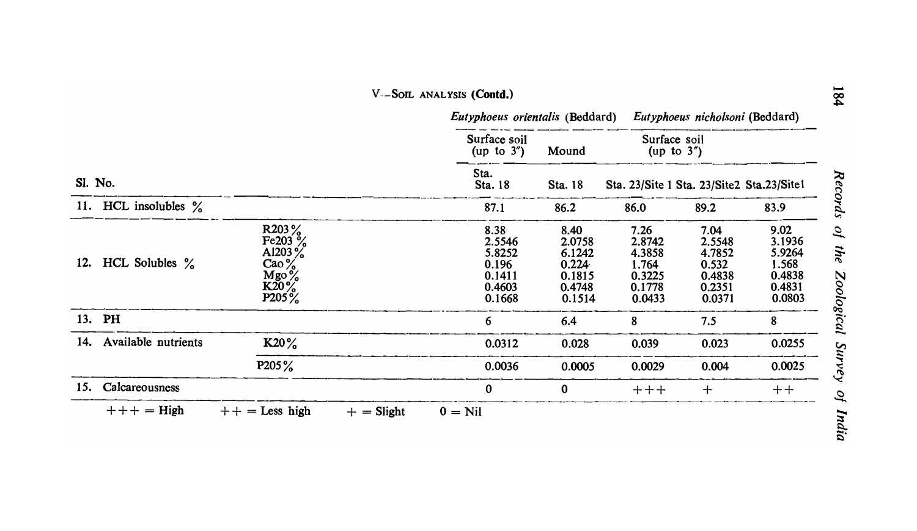V—SOIL ANALYSIS (Contd.)

| Sl. No. | | *Eutyphoeus orientalis* (Beddard) | | *Eutyphoeus nicholsoni* (Beddard) | | |
|---|---|---|---|---|---|---|
| | | Surface soil (up to 3″) | Mound | Surface soil (up to 3″) | | |
| | | Sta. Sta. 18 | Sta. 18 | Sta. 23/Site 1 | Sta. 23/Site2 | Sta.23/Site1 |
| 11. HCL insolubles % | | 87.1 | 86.2 | 86.0 | 89.2 | 83.9 |
| 12. HCL Solubles % | R203% | 8.38 | 8.40 | 7.26 | 7.04 | 9.02 |
| | Fe203 % | 2.5546 | 2.0758 | 2.8742 | 2.5548 | 3.1936 |
| | Al203% | 5.8252 | 6.1242 | 4.3858 | 4.7852 | 5.9264 |
| | Cao% | 0.196 | 0.224 | 1.764 | 0.532 | 1.568 |
| | Mgo% | 0.1411 | 0.1815 | 0.3225 | 0.4838 | 0.4838 |
| | K20% | 0.4603 | 0.4748 | 0.1778 | 0.2351 | 0.4831 |
| | P205% | 0.1668 | 0.1514 | 0.0433 | 0.0371 | 0.0803 |
| 13. PH | | 6 | 6.4 | 8 | 7.5 | 8 |
| 14. Available nutrients | K20% | 0.0312 | 0.028 | 0.039 | 0.023 | 0.0255 |
| | P205% | 0.0036 | 0.0005 | 0.0029 | 0.004 | 0.0025 |
| 15. Calcareousness | | 0 | 0 | +++ | + | ++ |

+++ = High  ++ = Less high  + = Slight  0 = Nil